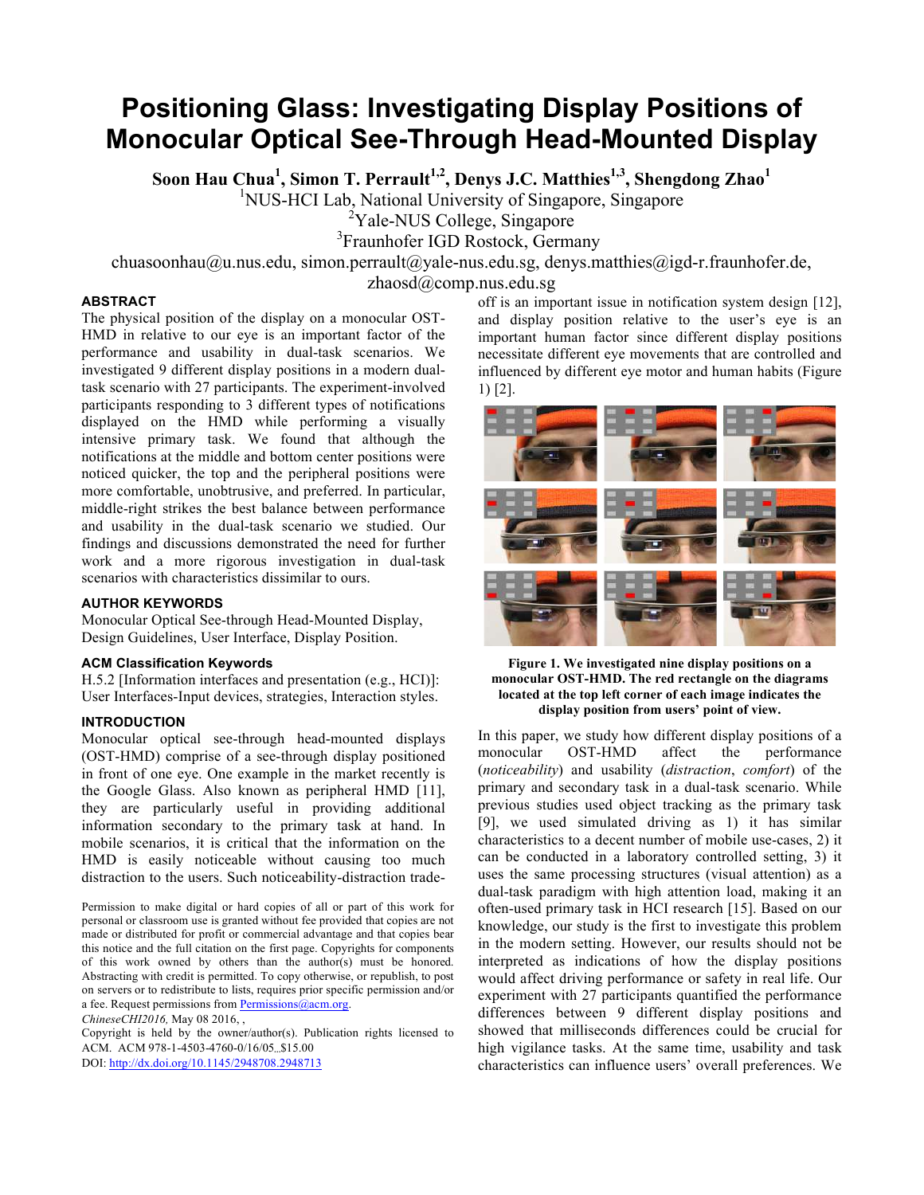# Positioning Glass: Investigating Display Positions of Monocular Optical See-Through Head-Mounted Display

**Soon Hau Chua[1], Simon T. Perrault[1,2], Denys J.C. Matthies[1,3], Shengdong Zhao[1]**

[1]NUS-HCI Lab, National University of Singapore, Singapore

[2]Yale-NUS College, Singapore

[3]Fraunhofer IGD Rostock, Germany

chuasoonhau@u.nus.edu, simon.perrault@yale-nus.edu.sg, denys.matthies@igd-r.fraunhofer.de, zhaosd@comp.nus.edu.sg

### ABSTRACT

The physical position of the display on a monocular OST-HMD in relative to our eye is an important factor of the performance and usability in dual-task scenarios. We investigated 9 different display positions in a modern dual-task scenario with 27 participants. The experiment-involved participants responding to 3 different types of notifications displayed on the HMD while performing a visually intensive primary task. We found that although the notifications at the middle and bottom center positions were noticed quicker, the top and the peripheral positions were more comfortable, unobtrusive, and preferred. In particular, middle-right strikes the best balance between performance and usability in the dual-task scenario we studied. Our findings and discussions demonstrated the need for further work and a more rigorous investigation in dual-task scenarios with characteristics dissimilar to ours.

### AUTHOR KEYWORDS

Monocular Optical See-through Head-Mounted Display, Design Guidelines, User Interface, Display Position.

### ACM Classification Keywords

H.5.2 [Information interfaces and presentation (e.g., HCI)]: User Interfaces-Input devices, strategies, Interaction styles.

### INTRODUCTION

Monocular optical see-through head-mounted displays (OST-HMD) comprise of a see-through display positioned in front of one eye. One example in the market recently is the Google Glass. Also known as peripheral HMD [11], they are particularly useful in providing additional information secondary to the primary task at hand. In mobile scenarios, it is critical that the information on the HMD is easily noticeable without causing too much distraction to the users. Such noticeability-distraction trade-off is an important issue in notification system design [12], and display position relative to the user's eye is an important human factor since different display positions necessitate different eye movements that are controlled and influenced by different eye motor and human habits (Figure 1) [2].

**Figure 1. We investigated nine display positions on a monocular OST-HMD. The red rectangle on the diagrams located at the top left corner of each image indicates the display position from users' point of view.**

In this paper, we study how different display positions of a monocular OST-HMD affect the performance (*noticeability*) and usability (*distraction*, *comfort*) of the primary and secondary task in a dual-task scenario. While previous studies used object tracking as the primary task [9], we used simulated driving as 1) it has similar characteristics to a decent number of mobile use-cases, 2) it can be conducted in a laboratory controlled setting, 3) it uses the same processing structures (visual attention) as a dual-task paradigm with high attention load, making it an often-used primary task in HCI research [15]. Based on our knowledge, our study is the first to investigate this problem in the modern setting. However, our results should not be interpreted as indications of how the display positions would affect driving performance or safety in real life. Our experiment with 27 participants quantified the performance differences between 9 different display positions and showed that milliseconds differences could be crucial for high vigilance tasks. At the same time, usability and task characteristics can influence users' overall preferences. We

Permission to make digital or hard copies of all or part of this work for personal or classroom use is granted without fee provided that copies are not made or distributed for profit or commercial advantage and that copies bear this notice and the full citation on the first page. Copyrights for components of this work owned by others than the author(s) must be honored. Abstracting with credit is permitted. To copy otherwise, or republish, to post on servers or to redistribute to lists, requires prior specific permission and/or a fee. Request permissions from Permissions@acm.org.

*ChineseCHI2016,* May 08 2016, ,

Copyright is held by the owner/author(s). Publication rights licensed to ACM. ACM 978-1-4503-4760-0/16/05...$15.00

DOI: http://dx.doi.org/10.1145/2948708.2948713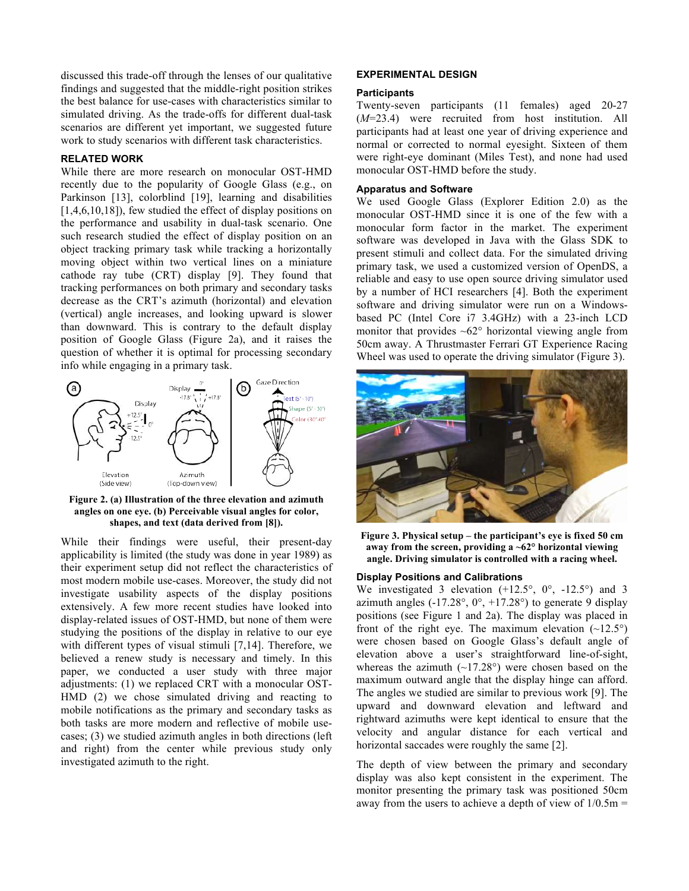discussed this trade-off through the lenses of our qualitative findings and suggested that the middle-right position strikes the best balance for use-cases with characteristics similar to simulated driving. As the trade-offs for different dual-task scenarios are different yet important, we suggested future work to study scenarios with different task characteristics.

## RELATED WORK

While there are more research on monocular OST-HMD recently due to the popularity of Google Glass (e.g., on Parkinson [13], colorblind [19], learning and disabilities [1,4,6,10,18]), few studied the effect of display positions on the performance and usability in dual-task scenario. One such research studied the effect of display position on an object tracking primary task while tracking a horizontally moving object within two vertical lines on a miniature cathode ray tube (CRT) display [9]. They found that tracking performances on both primary and secondary tasks decrease as the CRT's azimuth (horizontal) and elevation (vertical) angle increases, and looking upward is slower than downward. This is contrary to the default display position of Google Glass (Figure 2a), and it raises the question of whether it is optimal for processing secondary info while engaging in a primary task.

**Figure 2. (a) Illustration of the three elevation and azimuth angles on one eye. (b) Perceivable visual angles for color, shapes, and text (data derived from [8]).**

While their findings were useful, their present-day applicability is limited (the study was done in year 1989) as their experiment setup did not reflect the characteristics of most modern mobile use-cases. Moreover, the study did not investigate usability aspects of the display positions extensively. A few more recent studies have looked into display-related issues of OST-HMD, but none of them were studying the positions of the display in relative to our eye with different types of visual stimuli [7,14]. Therefore, we believed a renew study is necessary and timely. In this paper, we conducted a user study with three major adjustments: (1) we replaced CRT with a monocular OST-HMD (2) we chose simulated driving and reacting to mobile notifications as the primary and secondary tasks as both tasks are more modern and reflective of mobile use-cases; (3) we studied azimuth angles in both directions (left and right) from the center while previous study only investigated azimuth to the right.

## EXPERIMENTAL DESIGN

### Participants

Twenty-seven participants (11 females) aged 20-27 (*M*=23.4) were recruited from host institution. All participants had at least one year of driving experience and normal or corrected to normal eyesight. Sixteen of them were right-eye dominant (Miles Test), and none had used monocular OST-HMD before the study.

### Apparatus and Software

We used Google Glass (Explorer Edition 2.0) as the monocular OST-HMD since it is one of the few with a monocular form factor in the market. The experiment software was developed in Java with the Glass SDK to present stimuli and collect data. For the simulated driving primary task, we used a customized version of OpenDS, a reliable and easy to use open source driving simulator used by a number of HCI researchers [4]. Both the experiment software and driving simulator were run on a Windows-based PC (Intel Core i7 3.4GHz) with a 23-inch LCD monitor that provides ~62° horizontal viewing angle from 50cm away. A Thrustmaster Ferrari GT Experience Racing Wheel was used to operate the driving simulator (Figure 3).

**Figure 3. Physical setup – the participant's eye is fixed 50 cm away from the screen, providing a ~62° horizontal viewing angle. Driving simulator is controlled with a racing wheel.**

### Display Positions and Calibrations

We investigated 3 elevation (+12.5°, 0°, -12.5°) and 3 azimuth angles (-17.28°, 0°, +17.28°) to generate 9 display positions (see Figure 1 and 2a). The display was placed in front of the right eye. The maximum elevation (~12.5°) were chosen based on Google Glass's default angle of elevation above a user's straightforward line-of-sight, whereas the azimuth (~17.28°) were chosen based on the maximum outward angle that the display hinge can afford. The angles we studied are similar to previous work [9]. The upward and downward elevation and leftward and rightward azimuths were kept identical to ensure that the velocity and angular distance for each vertical and horizontal saccades were roughly the same [2].

The depth of view between the primary and secondary display was also kept consistent in the experiment. The monitor presenting the primary task was positioned 50cm away from the users to achieve a depth of view of 1/0.5m =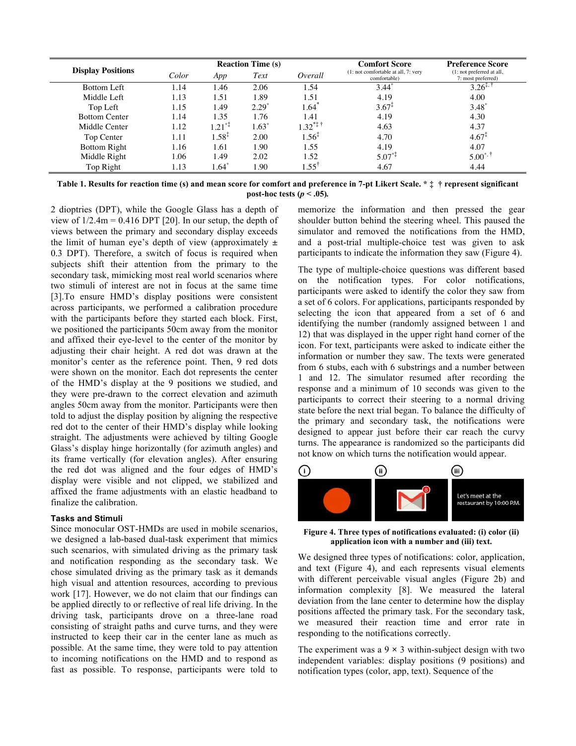| Display Positions | Reaction Time (s) | | | | Comfort Score (1: not comfortable at all, 7: very comfortable) | Preference Score (1: not preferred at all, 7: most preferred) |
|---|---|---|---|---|---|---|
| | *Color* | *App* | *Text* | *Overall* | | |
| Bottom Left | 1.14 | 1.46 | 2.06 | 1.54 | 3.44* | 3.26‡, † |
| Middle Left | 1.13 | 1.51 | 1.89 | 1.51 | 4.19 | 4.00 |
| Top Left | 1.15 | 1.49 | 2.29* | 1.64* | 3.67‡ | 3.48* |
| Bottom Center | 1.14 | 1.35 | 1.76 | 1.41 | 4.19 | 4.30 |
| Middle Center | 1.12 | 1.21*‡ | 1.63* | 1.32*‡ † | 4.63 | 4.37 |
| Top Center | 1.11 | 1.58‡ | 2.00 | 1.56‡ | 4.70 | 4.67‡ |
| Bottom Right | 1.16 | 1.61 | 1.90 | 1.55 | 4.19 | 4.07 |
| Middle Right | 1.06 | 1.49 | 2.02 | 1.52 | 5.07*‡ | 5.00*, † |
| Top Right | 1.13 | 1.64* | 1.90 | 1.55† | 4.67 | 4.44 |

**Table 1. Results for reaction time (s) and mean score for comfort and preference in 7-pt Likert Scale. * ‡ † represent significant post-hoc tests ($p < .05$).**

2 dioptries (DPT), while the Google Glass has a depth of view of 1/2.4m = 0.416 DPT [20]. In our setup, the depth of views between the primary and secondary display exceeds the limit of human eye's depth of view (approximately ± 0.3 DPT). Therefore, a switch of focus is required when subjects shift their attention from the primary to the secondary task, mimicking most real world scenarios where two stimuli of interest are not in focus at the same time [3].To ensure HMD's display positions were consistent across participants, we performed a calibration procedure with the participants before they started each block. First, we positioned the participants 50cm away from the monitor and affixed their eye-level to the center of the monitor by adjusting their chair height. A red dot was drawn at the monitor's center as the reference point. Then, 9 red dots were shown on the monitor. Each dot represents the center of the HMD's display at the 9 positions we studied, and they were pre-drawn to the correct elevation and azimuth angles 50cm away from the monitor. Participants were then told to adjust the display position by aligning the respective red dot to the center of their HMD's display while looking straight. The adjustments were achieved by tilting Google Glass's display hinge horizontally (for azimuth angles) and its frame vertically (for elevation angles). After ensuring the red dot was aligned and the four edges of HMD's display were visible and not clipped, we stabilized and affixed the frame adjustments with an elastic headband to finalize the calibration.

### Tasks and Stimuli

Since monocular OST-HMDs are used in mobile scenarios, we designed a lab-based dual-task experiment that mimics such scenarios, with simulated driving as the primary task and notification responding as the secondary task. We chose simulated driving as the primary task as it demands high visual and attention resources, according to previous work [17]. However, we do not claim that our findings can be applied directly to or reflective of real life driving. In the driving task, participants drove on a three-lane road consisting of straight paths and curve turns, and they were instructed to keep their car in the center lane as much as possible. At the same time, they were told to pay attention to incoming notifications on the HMD and to respond as fast as possible. To response, participants were told to memorize the information and then pressed the gear shoulder button behind the steering wheel. This paused the simulator and removed the notifications from the HMD, and a post-trial multiple-choice test was given to ask participants to indicate the information they saw (Figure 4).

The type of multiple-choice questions was different based on the notification types. For color notifications, participants were asked to identify the color they saw from a set of 6 colors. For applications, participants responded by selecting the icon that appeared from a set of 6 and identifying the number (randomly assigned between 1 and 12) that was displayed in the upper right hand corner of the icon. For text, participants were asked to indicate either the information or number they saw. The texts were generated from 6 stubs, each with 6 substrings and a number between 1 and 12. The simulator resumed after recording the response and a minimum of 10 seconds was given to the participants to correct their steering to a normal driving state before the next trial began. To balance the difficulty of the primary and secondary task, the notifications were designed to appear just before their car reach the curvy turns. The appearance is randomized so the participants did not know on which turns the notification would appear.

**Figure 4. Three types of notifications evaluated: (i) color (ii) application icon with a number and (iii) text.**

We designed three types of notifications: color, application, and text (Figure 4), and each represents visual elements with different perceivable visual angles (Figure 2b) and information complexity [8]. We measured the lateral deviation from the lane center to determine how the display positions affected the primary task. For the secondary task, we measured their reaction time and error rate in responding to the notifications correctly.

The experiment was a 9 × 3 within-subject design with two independent variables: display positions (9 positions) and notification types (color, app, text). Sequence of the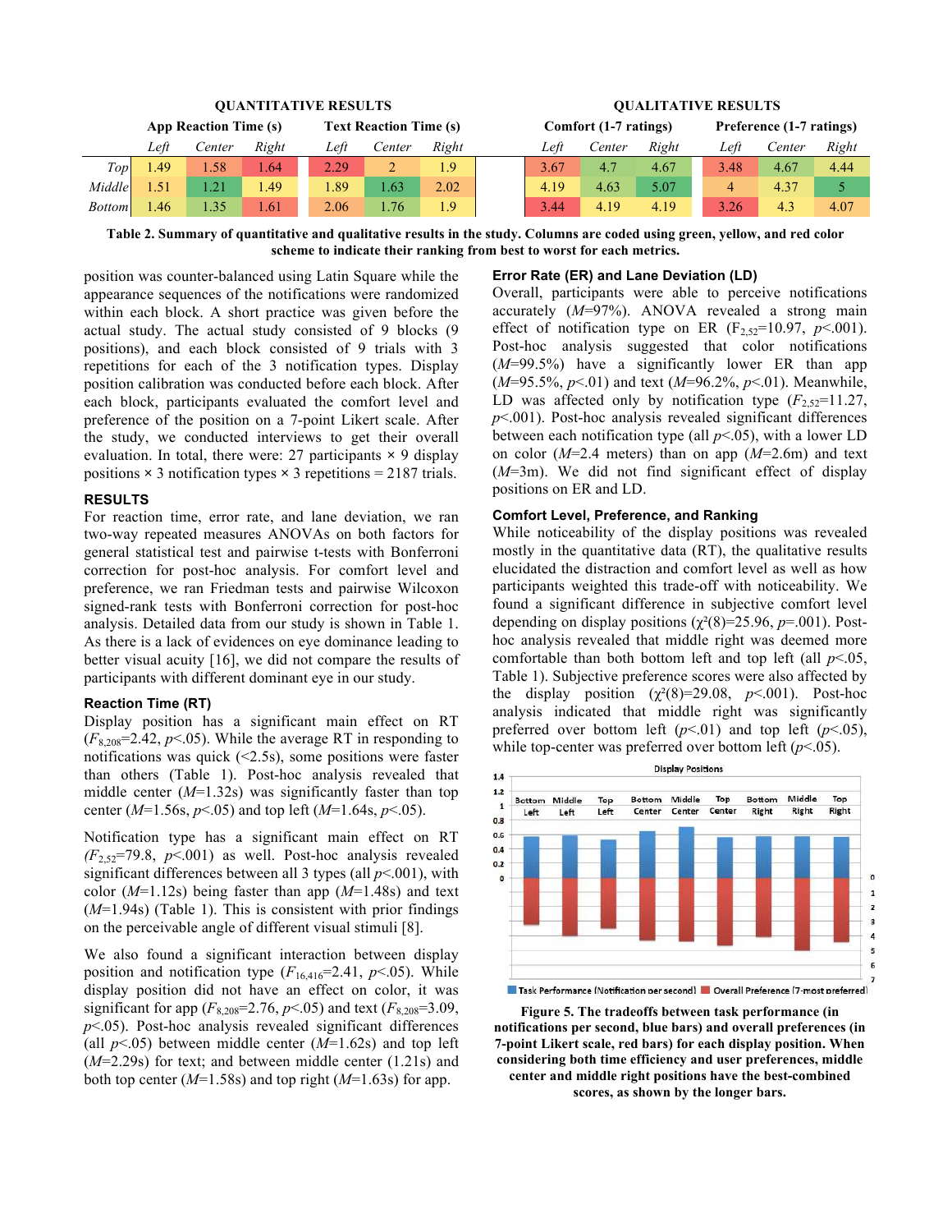| | QUANTITATIVE RESULTS | | | | | | QUALITATIVE RESULTS | | | | | |
|---|---|---|---|---|---|---|---|---|---|---|---|---|
| | App Reaction Time (s) | | | Text Reaction Time (s) | | | Comfort (1-7 ratings) | | | Preference (1-7 ratings) | | |
| | *Left* | *Center* | *Right* | *Left* | *Center* | *Right* | *Left* | *Center* | *Right* | *Left* | *Center* | *Right* |
| *Top* | 1.49 | 1.58 | 1.64 | 2.29 | 2 | 1.9 | 3.67 | 4.7 | 4.67 | 3.48 | 4.67 | 4.44 |
| *Middle* | 1.51 | 1.21 | 1.49 | 1.89 | 1.63 | 2.02 | 4.19 | 4.63 | 5.07 | 4 | 4.37 | 5 |
| *Bottom* | 1.46 | 1.35 | 1.61 | 2.06 | 1.76 | 1.9 | 3.44 | 4.19 | 4.19 | 3.26 | 4.3 | 4.07 |

**Table 2. Summary of quantitative and qualitative results in the study. Columns are coded using green, yellow, and red color scheme to indicate their ranking from best to worst for each metrics.**

position was counter-balanced using Latin Square while the appearance sequences of the notifications were randomized within each block. A short practice was given before the actual study. The actual study consisted of 9 blocks (9 positions), and each block consisted of 9 trials with 3 repetitions for each of the 3 notification types. Display position calibration was conducted before each block. After each block, participants evaluated the comfort level and preference of the position on a 7-point Likert scale. After the study, we conducted interviews to get their overall evaluation. In total, there were: 27 participants × 9 display positions × 3 notification types × 3 repetitions = 2187 trials.

## RESULTS

For reaction time, error rate, and lane deviation, we ran two-way repeated measures ANOVAs on both factors for general statistical test and pairwise t-tests with Bonferroni correction for post-hoc analysis. For comfort level and preference, we ran Friedman tests and pairwise Wilcoxon signed-rank tests with Bonferroni correction for post-hoc analysis. Detailed data from our study is shown in Table 1. As there is a lack of evidences on eye dominance leading to better visual acuity [16], we did not compare the results of participants with different dominant eye in our study.

### Reaction Time (RT)

Display position has a significant main effect on RT ($F_{8,208}$=2.42, $p$<.05). While the average RT in responding to notifications was quick (<2.5s), some positions were faster than others (Table 1). Post-hoc analysis revealed that middle center ($M$=1.32s) was significantly faster than top center ($M$=1.56s, $p$<.05) and top left ($M$=1.64s, $p$<.05).

Notification type has a significant main effect on RT ($F_{2,52}$=79.8, $p$<.001) as well. Post-hoc analysis revealed significant differences between all 3 types (all $p$<.001), with color ($M$=1.12s) being faster than app ($M$=1.48s) and text ($M$=1.94s) (Table 1). This is consistent with prior findings on the perceivable angle of different visual stimuli [8].

We also found a significant interaction between display position and notification type ($F_{16,416}$=2.41, $p$<.05). While display position did not have an effect on color, it was significant for app ($F_{8,208}$=2.76, $p$<.05) and text ($F_{8,208}$=3.09, $p$<.05). Post-hoc analysis revealed significant differences (all $p$<.05) between middle center ($M$=1.62s) and top left ($M$=2.29s) for text; and between middle center (1.21s) and both top center ($M$=1.58s) and top right ($M$=1.63s) for app.

### Error Rate (ER) and Lane Deviation (LD)

Overall, participants were able to perceive notifications accurately ($M$=97%). ANOVA revealed a strong main effect of notification type on ER ($F_{2,52}$=10.97, $p$<.001). Post-hoc analysis suggested that color notifications ($M$=99.5%) have a significantly lower ER than app ($M$=95.5%, $p$<.01) and text ($M$=96.2%, $p$<.01). Meanwhile, LD was affected only by notification type ($F_{2,52}$=11.27, $p$<.001). Post-hoc analysis revealed significant differences between each notification type (all $p$<.05), with a lower LD on color ($M$=2.4 meters) than on app ($M$=2.6m) and text ($M$=3m). We did not find significant effect of display positions on ER and LD.

### Comfort Level, Preference, and Ranking

While noticeability of the display positions was revealed mostly in the quantitative data (RT), the qualitative results elucidated the distraction and comfort level as well as how participants weighted this trade-off with noticeability. We found a significant difference in subjective comfort level depending on display positions ($\chi^2(8)$=25.96, $p$=.001). Post-hoc analysis revealed that middle right was deemed more comfortable than both bottom left and top left (all $p$<.05, Table 1). Subjective preference scores were also affected by the display position ($\chi^2(8)$=29.08, $p$<.001). Post-hoc analysis indicated that middle right was significantly preferred over bottom left ($p$<.01) and top left ($p$<.05), while top-center was preferred over bottom left ($p$<.05).

**Figure 5. The tradeoffs between task performance (in notifications per second, blue bars) and overall preferences (in 7-point Likert scale, red bars) for each display position. When considering both time efficiency and user preferences, middle center and middle right positions have the best-combined scores, as shown by the longer bars.**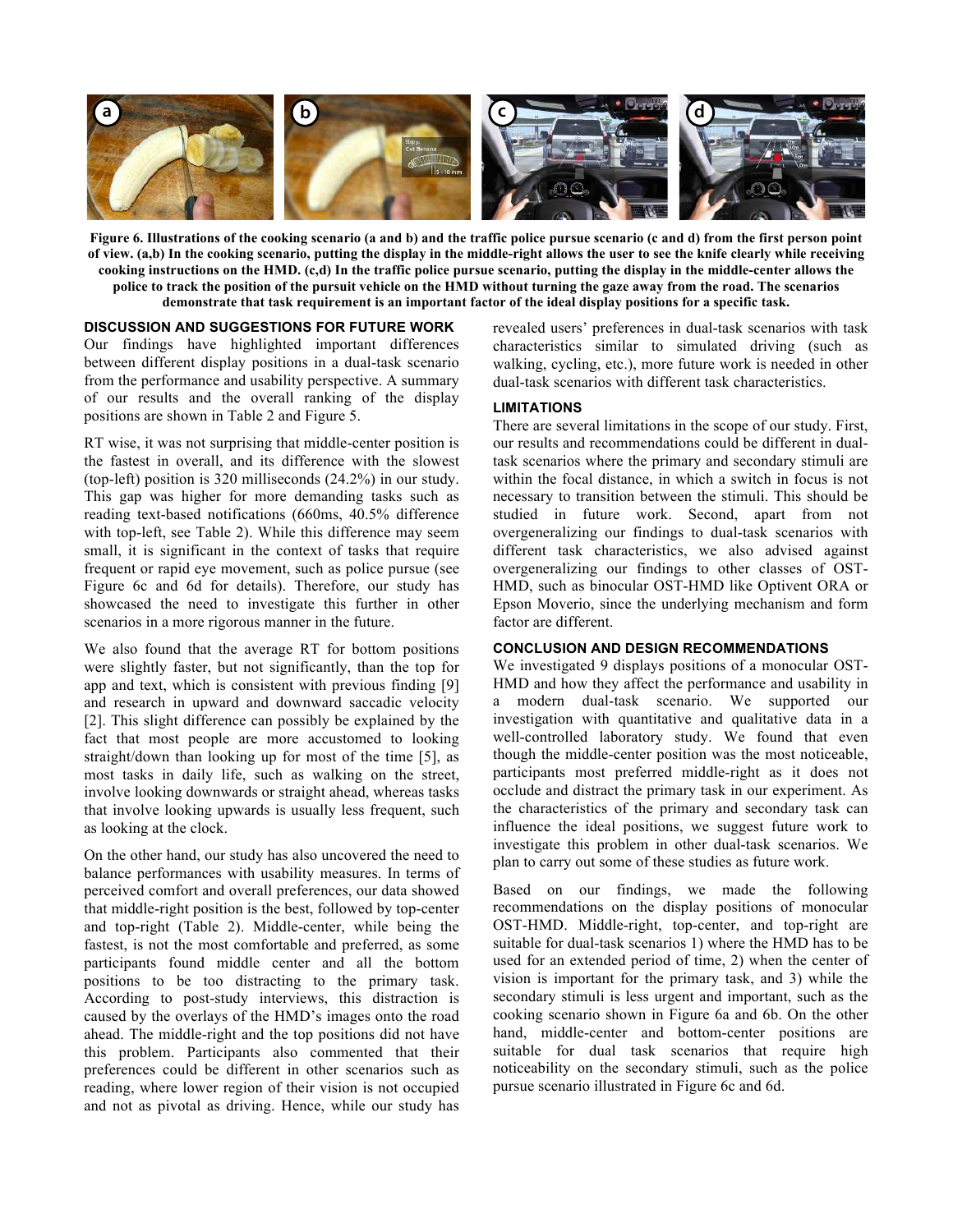**Figure 6. Illustrations of the cooking scenario (a and b) and the traffic police pursue scenario (c and d) from the first person point of view. (a,b) In the cooking scenario, putting the display in the middle-right allows the user to see the knife clearly while receiving cooking instructions on the HMD. (c,d) In the traffic police pursue scenario, putting the display in the middle-center allows the police to track the position of the pursuit vehicle on the HMD without turning the gaze away from the road. The scenarios demonstrate that task requirement is an important factor of the ideal display positions for a specific task.**

## DISCUSSION AND SUGGESTIONS FOR FUTURE WORK

Our findings have highlighted important differences between different display positions in a dual-task scenario from the performance and usability perspective. A summary of our results and the overall ranking of the display positions are shown in Table 2 and Figure 5.

RT wise, it was not surprising that middle-center position is the fastest in overall, and its difference with the slowest (top-left) position is 320 milliseconds (24.2%) in our study. This gap was higher for more demanding tasks such as reading text-based notifications (660ms, 40.5% difference with top-left, see Table 2). While this difference may seem small, it is significant in the context of tasks that require frequent or rapid eye movement, such as police pursue (see Figure 6c and 6d for details). Therefore, our study has showcased the need to investigate this further in other scenarios in a more rigorous manner in the future.

We also found that the average RT for bottom positions were slightly faster, but not significantly, than the top for app and text, which is consistent with previous finding [9] and research in upward and downward saccadic velocity [2]. This slight difference can possibly be explained by the fact that most people are more accustomed to looking straight/down than looking up for most of the time [5], as most tasks in daily life, such as walking on the street, involve looking downwards or straight ahead, whereas tasks that involve looking upwards is usually less frequent, such as looking at the clock.

On the other hand, our study has also uncovered the need to balance performances with usability measures. In terms of perceived comfort and overall preferences, our data showed that middle-right position is the best, followed by top-center and top-right (Table 2). Middle-center, while being the fastest, is not the most comfortable and preferred, as some participants found middle center and all the bottom positions to be too distracting to the primary task. According to post-study interviews, this distraction is caused by the overlays of the HMD's images onto the road ahead. The middle-right and the top positions did not have this problem. Participants also commented that their preferences could be different in other scenarios such as reading, where lower region of their vision is not occupied and not as pivotal as driving. Hence, while our study has revealed users' preferences in dual-task scenarios with task characteristics similar to simulated driving (such as walking, cycling, etc.), more future work is needed in other dual-task scenarios with different task characteristics.

### LIMITATIONS

There are several limitations in the scope of our study. First, our results and recommendations could be different in dual-task scenarios where the primary and secondary stimuli are within the focal distance, in which a switch in focus is not necessary to transition between the stimuli. This should be studied in future work. Second, apart from not overgeneralizing our findings to dual-task scenarios with different task characteristics, we also advised against overgeneralizing our findings to other classes of OST-HMD, such as binocular OST-HMD like Optivent ORA or Epson Moverio, since the underlying mechanism and form factor are different.

## CONCLUSION AND DESIGN RECOMMENDATIONS

We investigated 9 displays positions of a monocular OST-HMD and how they affect the performance and usability in a modern dual-task scenario. We supported our investigation with quantitative and qualitative data in a well-controlled laboratory study. We found that even though the middle-center position was the most noticeable, participants most preferred middle-right as it does not occlude and distract the primary task in our experiment. As the characteristics of the primary and secondary task can influence the ideal positions, we suggest future work to investigate this problem in other dual-task scenarios. We plan to carry out some of these studies as future work.

Based on our findings, we made the following recommendations on the display positions of monocular OST-HMD. Middle-right, top-center, and top-right are suitable for dual-task scenarios 1) where the HMD has to be used for an extended period of time, 2) when the center of vision is important for the primary task, and 3) while the secondary stimuli is less urgent and important, such as the cooking scenario shown in Figure 6a and 6b. On the other hand, middle-center and bottom-center positions are suitable for dual task scenarios that require high noticeability on the secondary stimuli, such as the police pursue scenario illustrated in Figure 6c and 6d.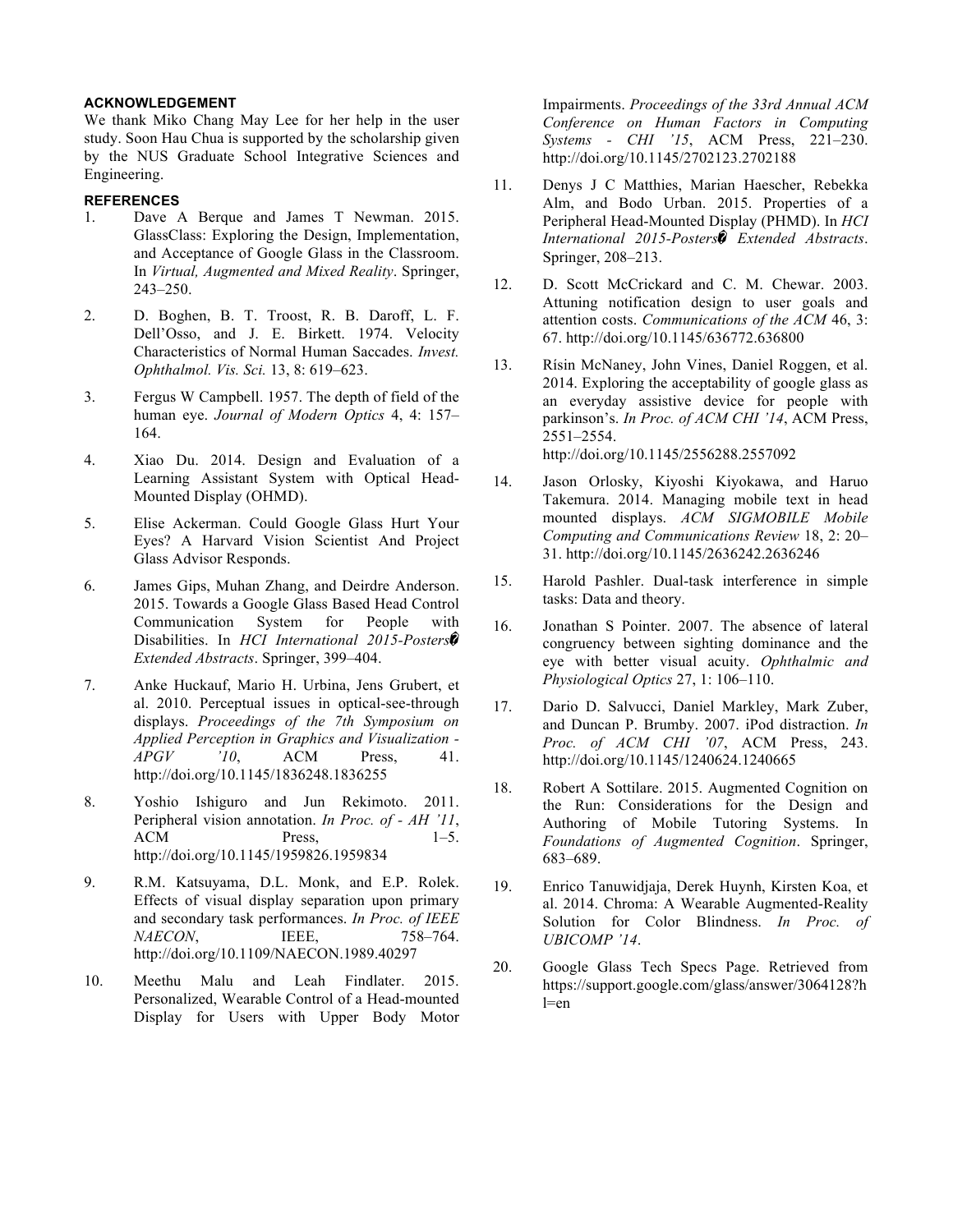## ACKNOWLEDGEMENT

We thank Miko Chang May Lee for her help in the user study. Soon Hau Chua is supported by the scholarship given by the NUS Graduate School Integrative Sciences and Engineering.

## REFERENCES

1. Dave A Berque and James T Newman. 2015. GlassClass: Exploring the Design, Implementation, and Acceptance of Google Glass in the Classroom. In *Virtual, Augmented and Mixed Reality*. Springer, 243–250.

2. D. Boghen, B. T. Troost, R. B. Daroff, L. F. Dell'Osso, and J. E. Birkett. 1974. Velocity Characteristics of Normal Human Saccades. *Invest. Ophthalmol. Vis. Sci.* 13, 8: 619–623.

3. Fergus W Campbell. 1957. The depth of field of the human eye. *Journal of Modern Optics* 4, 4: 157–164.

4. Xiao Du. 2014. Design and Evaluation of a Learning Assistant System with Optical Head-Mounted Display (OHMD).

5. Elise Ackerman. Could Google Glass Hurt Your Eyes? A Harvard Vision Scientist And Project Glass Advisor Responds.

6. James Gips, Muhan Zhang, and Deirdre Anderson. 2015. Towards a Google Glass Based Head Control Communication System for People with Disabilities. In *HCI International 2015-Posters� Extended Abstracts*. Springer, 399–404.

7. Anke Huckauf, Mario H. Urbina, Jens Grubert, et al. 2010. Perceptual issues in optical-see-through displays. *Proceedings of the 7th Symposium on Applied Perception in Graphics and Visualization - APGV '10*, ACM Press, 41. http://doi.org/10.1145/1836248.1836255

8. Yoshio Ishiguro and Jun Rekimoto. 2011. Peripheral vision annotation. *In Proc. of - AH '11*, ACM Press, 1–5. http://doi.org/10.1145/1959826.1959834

9. R.M. Katsuyama, D.L. Monk, and E.P. Rolek. Effects of visual display separation upon primary and secondary task performances. *In Proc. of IEEE NAECON*, IEEE, 758–764. http://doi.org/10.1109/NAECON.1989.40297

10. Meethu Malu and Leah Findlater. 2015. Personalized, Wearable Control of a Head-mounted Display for Users with Upper Body Motor Impairments. *Proceedings of the 33rd Annual ACM Conference on Human Factors in Computing Systems - CHI '15*, ACM Press, 221–230. http://doi.org/10.1145/2702123.2702188

11. Denys J C Matthies, Marian Haescher, Rebekka Alm, and Bodo Urban. 2015. Properties of a Peripheral Head-Mounted Display (PHMD). In *HCI International 2015-Posters� Extended Abstracts*. Springer, 208–213.

12. D. Scott McCrickard and C. M. Chewar. 2003. Attuning notification design to user goals and attention costs. *Communications of the ACM* 46, 3: 67. http://doi.org/10.1145/636772.636800

13. Rísin McNaney, John Vines, Daniel Roggen, et al. 2014. Exploring the acceptability of google glass as an everyday assistive device for people with parkinson's. *In Proc. of ACM CHI '14*, ACM Press, 2551–2554. http://doi.org/10.1145/2556288.2557092

14. Jason Orlosky, Kiyoshi Kiyokawa, and Haruo Takemura. 2014. Managing mobile text in head mounted displays. *ACM SIGMOBILE Mobile Computing and Communications Review* 18, 2: 20–31. http://doi.org/10.1145/2636242.2636246

15. Harold Pashler. Dual-task interference in simple tasks: Data and theory.

16. Jonathan S Pointer. 2007. The absence of lateral congruency between sighting dominance and the eye with better visual acuity. *Ophthalmic and Physiological Optics* 27, 1: 106–110.

17. Dario D. Salvucci, Daniel Markley, Mark Zuber, and Duncan P. Brumby. 2007. iPod distraction. *In Proc. of ACM CHI '07*, ACM Press, 243. http://doi.org/10.1145/1240624.1240665

18. Robert A Sottilare. 2015. Augmented Cognition on the Run: Considerations for the Design and Authoring of Mobile Tutoring Systems. In *Foundations of Augmented Cognition*. Springer, 683–689.

19. Enrico Tanuwidjaja, Derek Huynh, Kirsten Koa, et al. 2014. Chroma: A Wearable Augmented-Reality Solution for Color Blindness. *In Proc. of UBICOMP '14*.

20. Google Glass Tech Specs Page. Retrieved from https://support.google.com/glass/answer/3064128?hl=en